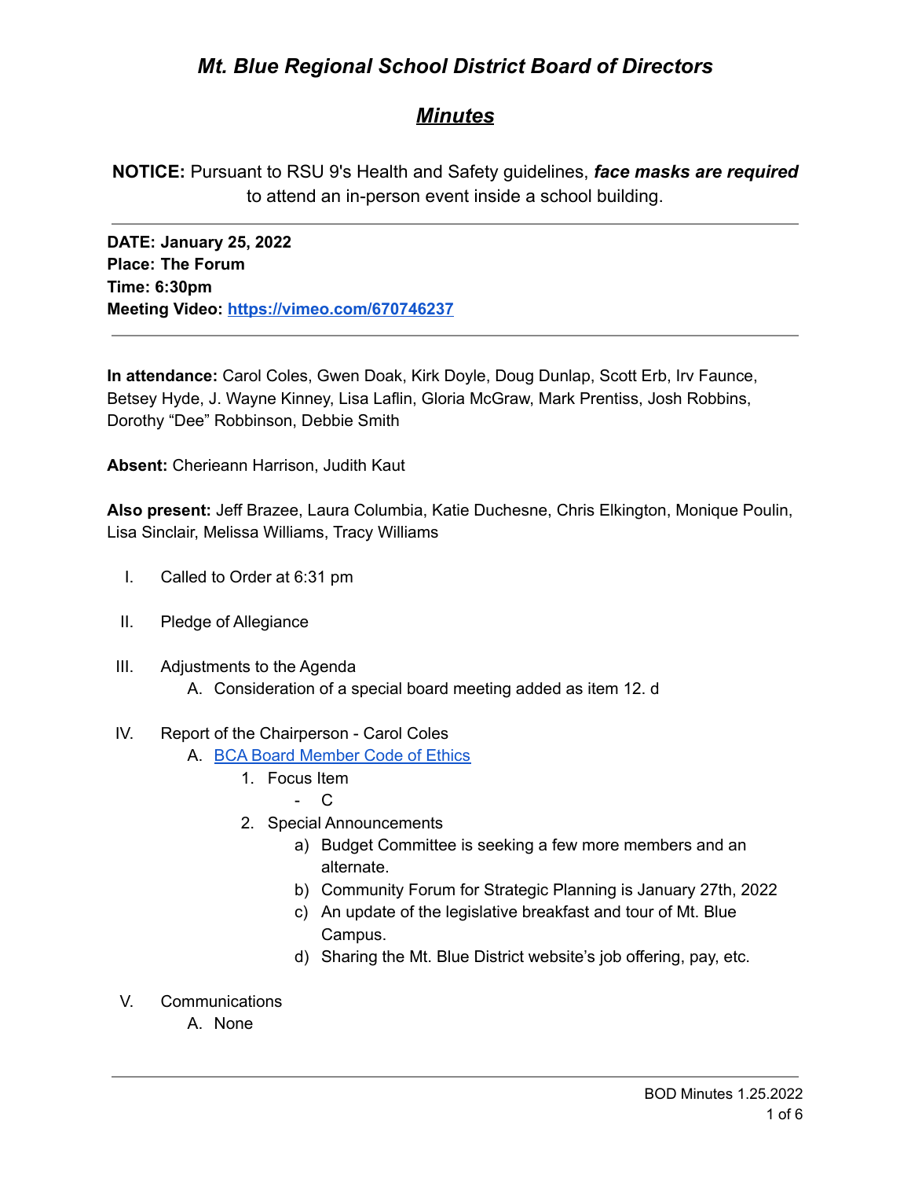# *Mt. Blue Regional School District Board of Directors*

## ***Minutes***

**NOTICE:** Pursuant to RSU 9's Health and Safety guidelines, ***face masks are required*** to attend an in-person event inside a school building.

---

**DATE: January 25, 2022**
**Place: The Forum**
**Time: 6:30pm**
**Meeting Video: [https://vimeo.com/670746237](https://vimeo.com/670746237)**

---

**In attendance:** Carol Coles, Gwen Doak, Kirk Doyle, Doug Dunlap, Scott Erb, Irv Faunce, Betsey Hyde, J. Wayne Kinney, Lisa Laflin, Gloria McGraw, Mark Prentiss, Josh Robbins, Dorothy "Dee" Robbinson, Debbie Smith

**Absent:** Cherieann Harrison, Judith Kaut

**Also present:** Jeff Brazee, Laura Columbia, Katie Duchesne, Chris Elkington, Monique Poulin, Lisa Sinclair, Melissa Williams, Tracy Williams

I. Called to Order at 6:31 pm

II. Pledge of Allegiance

III. Adjustments to the Agenda
   A. Consideration of a special board meeting added as item 12. d

IV. Report of the Chairperson - Carol Coles
   A. BCA Board Member Code of Ethics
      1. Focus Item
         - C
      2. Special Announcements
         a) Budget Committee is seeking a few more members and an alternate.
         b) Community Forum for Strategic Planning is January 27th, 2022
         c) An update of the legislative breakfast and tour of Mt. Blue Campus.
         d) Sharing the Mt. Blue District website's job offering, pay, etc.

V. Communications
   A. None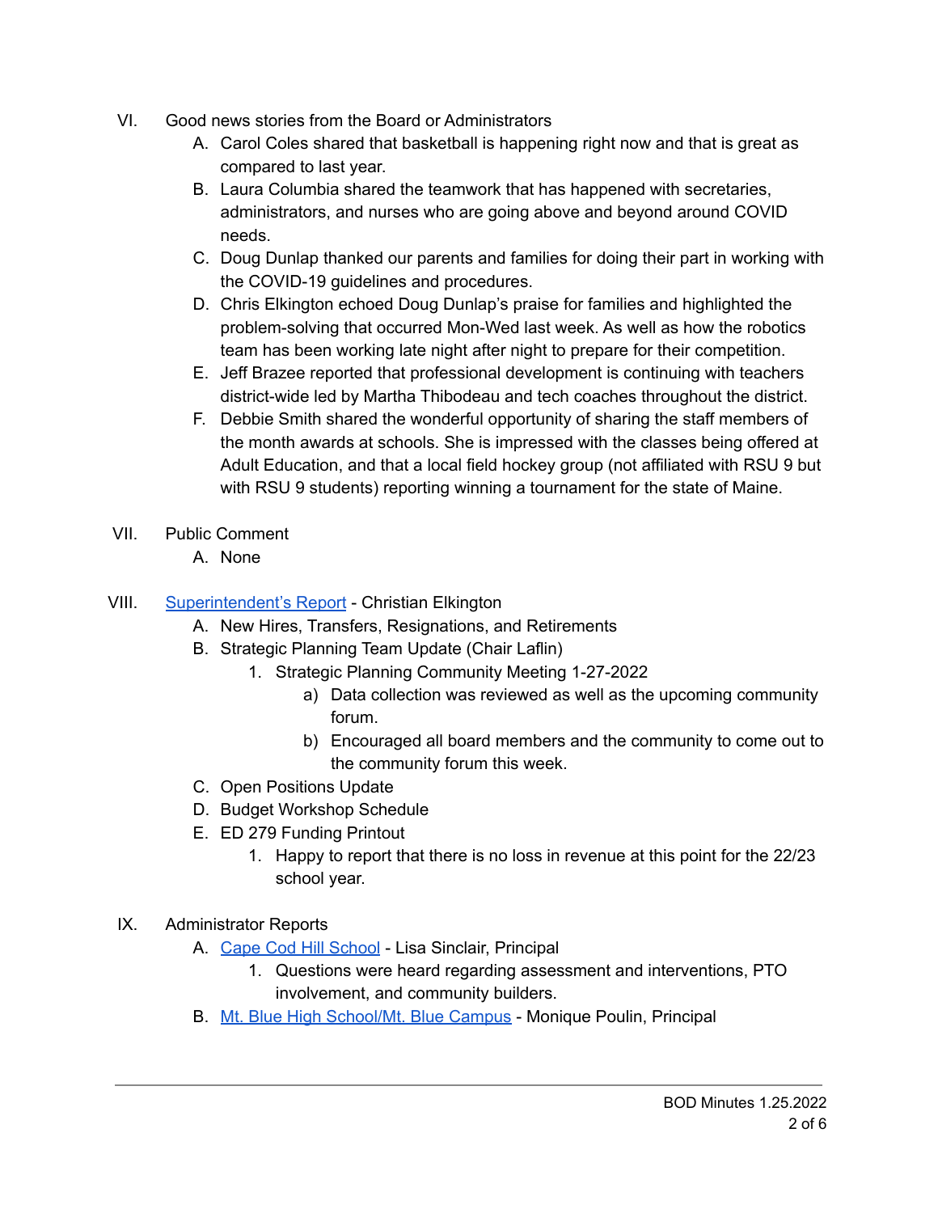VI. Good news stories from the Board or Administrators

A. Carol Coles shared that basketball is happening right now and that is great as compared to last year.

B. Laura Columbia shared the teamwork that has happened with secretaries, administrators, and nurses who are going above and beyond around COVID needs.

C. Doug Dunlap thanked our parents and families for doing their part in working with the COVID-19 guidelines and procedures.

D. Chris Elkington echoed Doug Dunlap's praise for families and highlighted the problem-solving that occurred Mon-Wed last week. As well as how the robotics team has been working late night after night to prepare for their competition.

E. Jeff Brazee reported that professional development is continuing with teachers district-wide led by Martha Thibodeau and tech coaches throughout the district.

F. Debbie Smith shared the wonderful opportunity of sharing the staff members of the month awards at schools. She is impressed with the classes being offered at Adult Education, and that a local field hockey group (not affiliated with RSU 9 but with RSU 9 students) reporting winning a tournament for the state of Maine.

VII. Public Comment

A. None

VIII. Superintendent's Report - Christian Elkington

A. New Hires, Transfers, Resignations, and Retirements

B. Strategic Planning Team Update (Chair Laflin)

1. Strategic Planning Community Meeting 1-27-2022

a) Data collection was reviewed as well as the upcoming community forum.

b) Encouraged all board members and the community to come out to the community forum this week.

C. Open Positions Update

D. Budget Workshop Schedule

E. ED 279 Funding Printout

1. Happy to report that there is no loss in revenue at this point for the 22/23 school year.

IX. Administrator Reports

A. Cape Cod Hill School - Lisa Sinclair, Principal

1. Questions were heard regarding assessment and interventions, PTO involvement, and community builders.

B. Mt. Blue High School/Mt. Blue Campus - Monique Poulin, Principal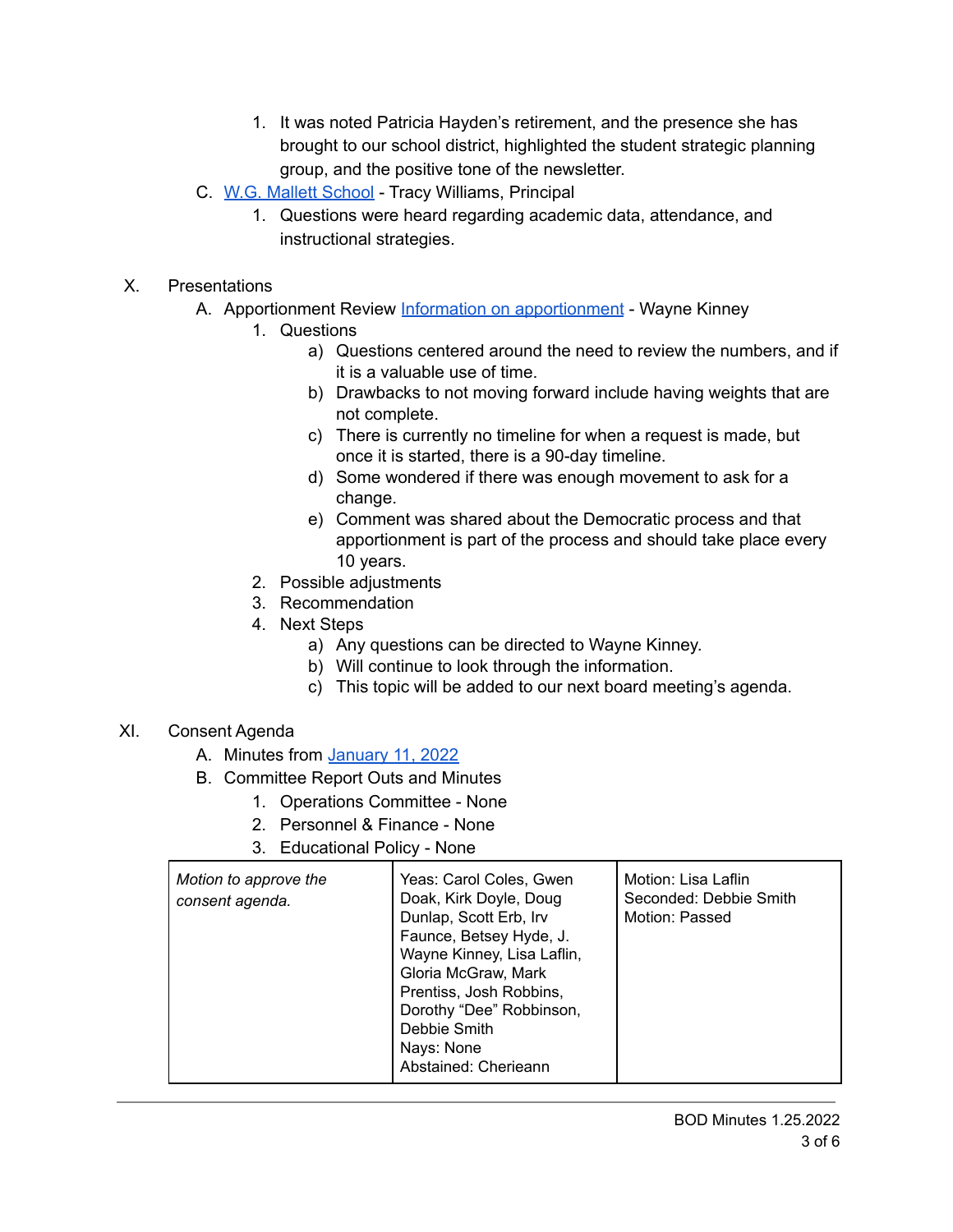1. It was noted Patricia Hayden's retirement, and the presence she has brought to our school district, highlighted the student strategic planning group, and the positive tone of the newsletter.

C. [W.G. Mallett School]() - Tracy Williams, Principal

1. Questions were heard regarding academic data, attendance, and instructional strategies.

X. Presentations

A. Apportionment Review [Information on apportionment]() - Wayne Kinney

1. Questions
   a) Questions centered around the need to review the numbers, and if it is a valuable use of time.
   b) Drawbacks to not moving forward include having weights that are not complete.
   c) There is currently no timeline for when a request is made, but once it is started, there is a 90-day timeline.
   d) Some wondered if there was enough movement to ask for a change.
   e) Comment was shared about the Democratic process and that apportionment is part of the process and should take place every 10 years.
2. Possible adjustments
3. Recommendation
4. Next Steps
   a) Any questions can be directed to Wayne Kinney.
   b) Will continue to look through the information.
   c) This topic will be added to our next board meeting's agenda.

XI. Consent Agenda

A. Minutes from [January 11, 2022]()

B. Committee Report Outs and Minutes

1. Operations Committee - None
2. Personnel & Finance - None
3. Educational Policy - None

| | | |
|---|---|---|
| *Motion to approve the consent agenda.* | Yeas: Carol Coles, Gwen Doak, Kirk Doyle, Doug Dunlap, Scott Erb, Irv Faunce, Betsey Hyde, J. Wayne Kinney, Lisa Laflin, Gloria McGraw, Mark Prentiss, Josh Robbins, Dorothy "Dee" Robbinson, Debbie Smith<br>Nays: None<br>Abstained: Cherieann | Motion: Lisa Laflin<br>Seconded: Debbie Smith<br>Motion: Passed |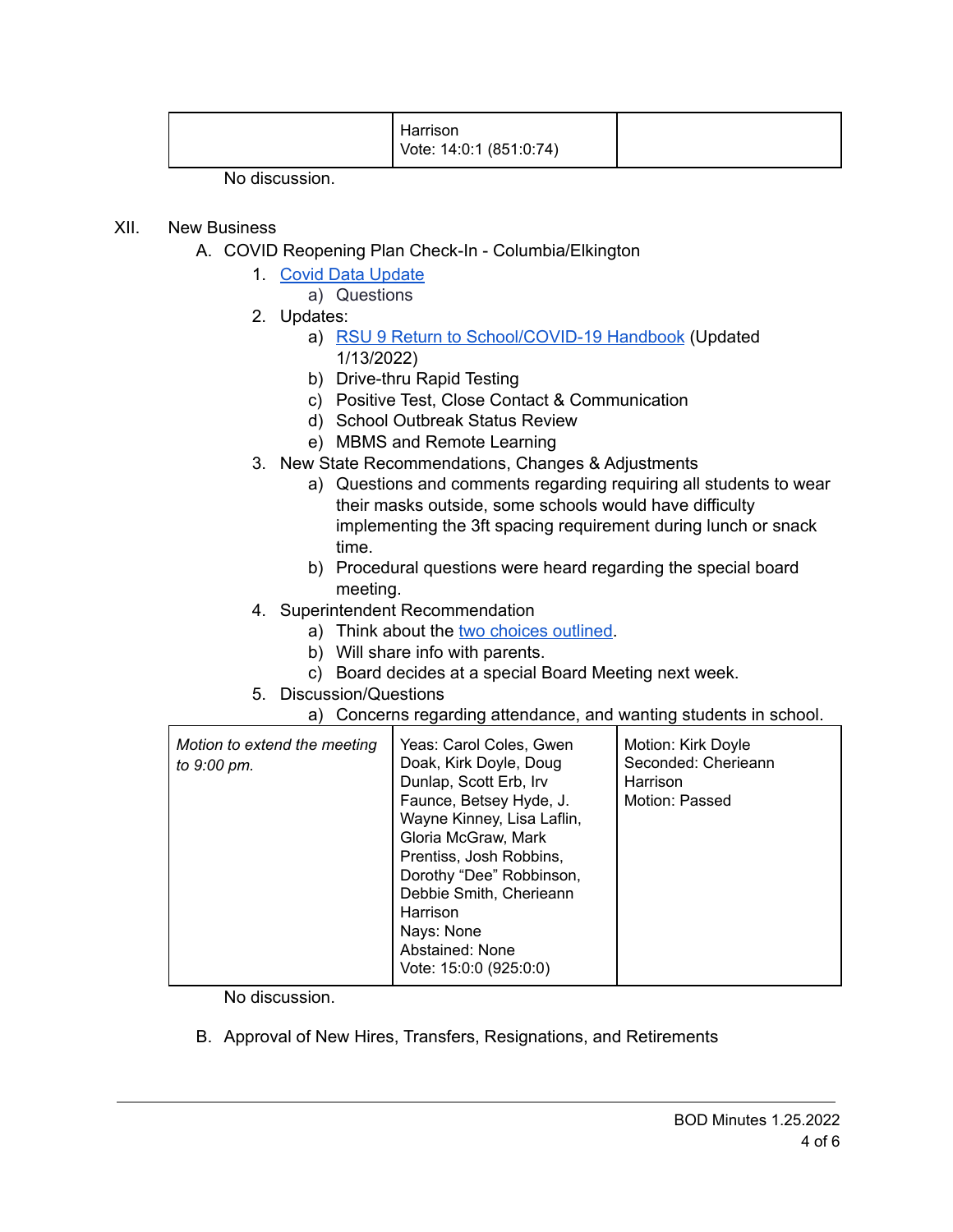| | Harrison<br>Vote: 14:0:1 (851:0:74) | |
|---|---|---|

No discussion.

XII. New Business

A. COVID Reopening Plan Check-In - Columbia/Elkington

1. Covid Data Update
   a) Questions
2. Updates:
   a) RSU 9 Return to School/COVID-19 Handbook (Updated 1/13/2022)
   b) Drive-thru Rapid Testing
   c) Positive Test, Close Contact & Communication
   d) School Outbreak Status Review
   e) MBMS and Remote Learning
3. New State Recommendations, Changes & Adjustments
   a) Questions and comments regarding requiring all students to wear their masks outside, some schools would have difficulty implementing the 3ft spacing requirement during lunch or snack time.
   b) Procedural questions were heard regarding the special board meeting.
4. Superintendent Recommendation
   a) Think about the two choices outlined.
   b) Will share info with parents.
   c) Board decides at a special Board Meeting next week.
5. Discussion/Questions
   a) Concerns regarding attendance, and wanting students in school.

| *Motion to extend the meeting to 9:00 pm.* | Yeas: Carol Coles, Gwen Doak, Kirk Doyle, Doug Dunlap, Scott Erb, Irv Faunce, Betsey Hyde, J. Wayne Kinney, Lisa Laflin, Gloria McGraw, Mark Prentiss, Josh Robbins, Dorothy "Dee" Robbinson, Debbie Smith, Cherieann Harrison<br>Nays: None<br>Abstained: None<br>Vote: 15:0:0 (925:0:0) | Motion: Kirk Doyle<br>Seconded: Cherieann Harrison<br>Motion: Passed |
|---|---|---|

No discussion.

B. Approval of New Hires, Transfers, Resignations, and Retirements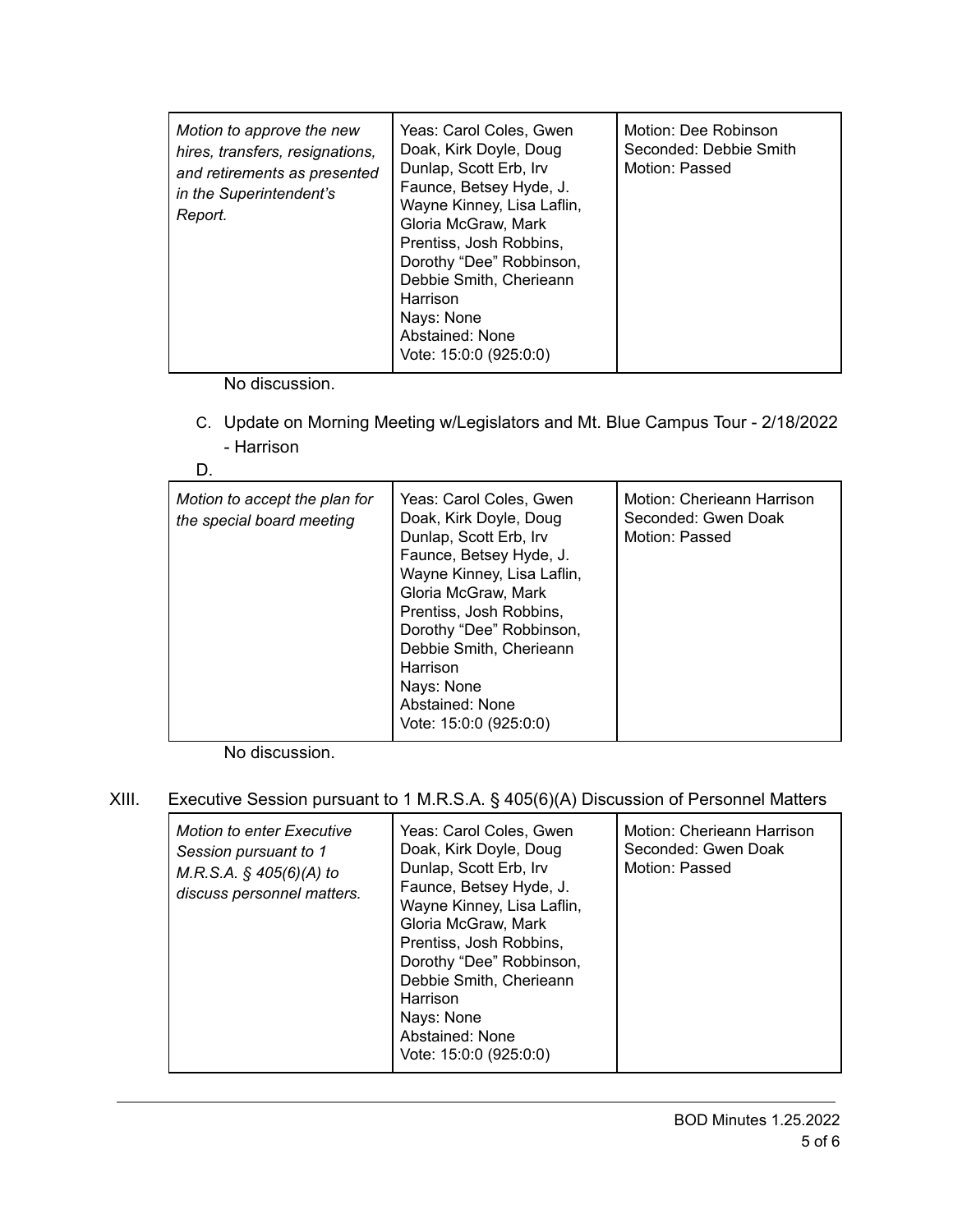| *Motion to approve the new hires, transfers, resignations, and retirements as presented in the Superintendent's Report.* | Yeas: Carol Coles, Gwen Doak, Kirk Doyle, Doug Dunlap, Scott Erb, Irv Faunce, Betsey Hyde, J. Wayne Kinney, Lisa Laflin, Gloria McGraw, Mark Prentiss, Josh Robbins, Dorothy "Dee" Robbinson, Debbie Smith, Cherieann Harrison<br>Nays: None<br>Abstained: None<br>Vote: 15:0:0 (925:0:0) | Motion: Dee Robinson<br>Seconded: Debbie Smith<br>Motion: Passed |
|---|---|---|

No discussion.

C. Update on Morning Meeting w/Legislators and Mt. Blue Campus Tour - 2/18/2022 - Harrison

D.

| *Motion to accept the plan for the special board meeting* | Yeas: Carol Coles, Gwen Doak, Kirk Doyle, Doug Dunlap, Scott Erb, Irv Faunce, Betsey Hyde, J. Wayne Kinney, Lisa Laflin, Gloria McGraw, Mark Prentiss, Josh Robbins, Dorothy "Dee" Robbinson, Debbie Smith, Cherieann Harrison<br>Nays: None<br>Abstained: None<br>Vote: 15:0:0 (925:0:0) | Motion: Cherieann Harrison<br>Seconded: Gwen Doak<br>Motion: Passed |
|---|---|---|

No discussion.

XIII. Executive Session pursuant to 1 M.R.S.A. § 405(6)(A) Discussion of Personnel Matters

| *Motion to enter Executive Session pursuant to 1 M.R.S.A. § 405(6)(A) to discuss personnel matters.* | Yeas: Carol Coles, Gwen Doak, Kirk Doyle, Doug Dunlap, Scott Erb, Irv Faunce, Betsey Hyde, J. Wayne Kinney, Lisa Laflin, Gloria McGraw, Mark Prentiss, Josh Robbins, Dorothy "Dee" Robbinson, Debbie Smith, Cherieann Harrison<br>Nays: None<br>Abstained: None<br>Vote: 15:0:0 (925:0:0) | Motion: Cherieann Harrison<br>Seconded: Gwen Doak<br>Motion: Passed |
|---|---|---|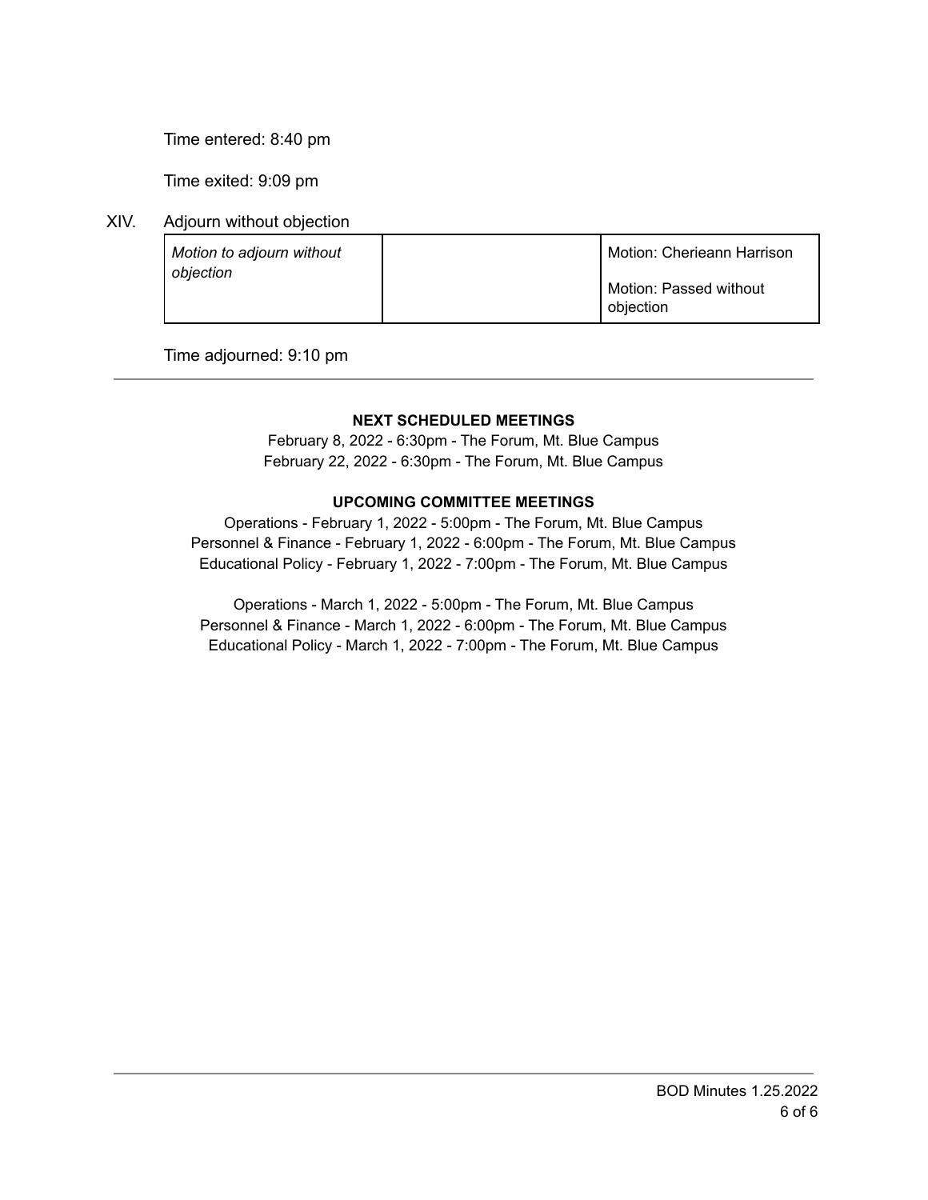Time entered: 8:40 pm

Time exited: 9:09 pm

XIV. Adjourn without objection

| | | |
|---|---|---|
| *Motion to adjourn without objection* | | Motion: Cherieann Harrison<br><br>Motion: Passed without objection |

Time adjourned: 9:10 pm

---

**NEXT SCHEDULED MEETINGS**

February 8, 2022 - 6:30pm - The Forum, Mt. Blue Campus
February 22, 2022 - 6:30pm - The Forum, Mt. Blue Campus

**UPCOMING COMMITTEE MEETINGS**

Operations - February 1, 2022 - 5:00pm - The Forum, Mt. Blue Campus
Personnel & Finance - February 1, 2022 - 6:00pm - The Forum, Mt. Blue Campus
Educational Policy - February 1, 2022 - 7:00pm - The Forum, Mt. Blue Campus

Operations - March 1, 2022 - 5:00pm - The Forum, Mt. Blue Campus
Personnel & Finance - March 1, 2022 - 6:00pm - The Forum, Mt. Blue Campus
Educational Policy - March 1, 2022 - 7:00pm - The Forum, Mt. Blue Campus